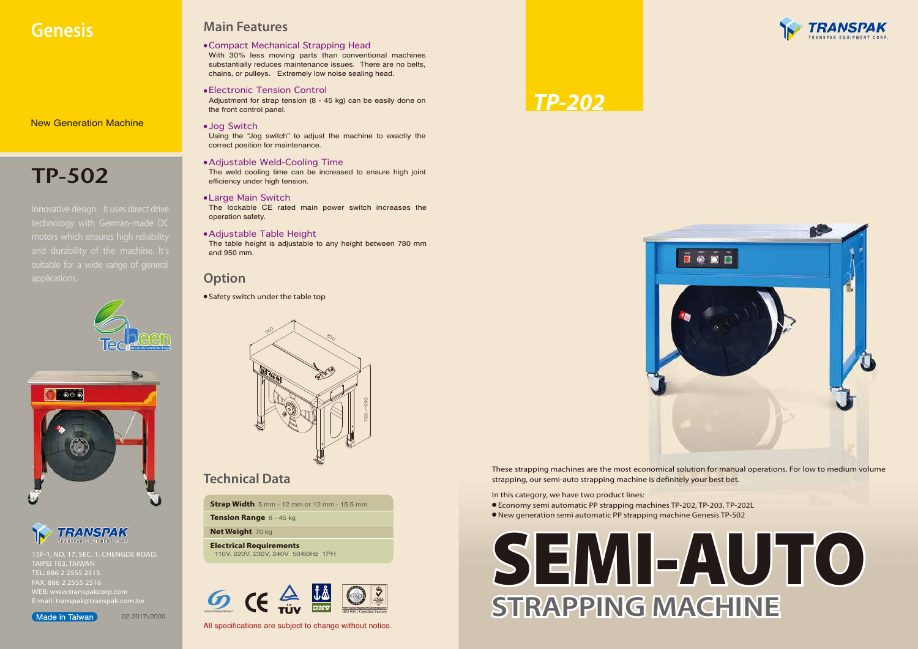# Genesis

New Generation Machine

## TP-502

Innovative design. It uses direct drive technology with German-made DC motors which ensures high reliability and durability of the machine. It's suitable for a wide range of general applications.

TRANSPAK
TRANSPAK EQUIPMENT CORP.

15F-1, NO. 17, SEC. 1, CHENGDE ROAD, TAIPEI 103, TAIWAN
TEL: 886 2 2555 2515
FAX: 886 2 2555 2516
WEB: www.transpakcorp.com
E-mail: transpak@transpak.com.tw

Made in Taiwan

02.2017x2000

## Main Features

- **Compact Mechanical Strapping Head**
  With 30% less moving parts than conventional machines substantially reduces maintenance issues. There are no belts, chains, or pulleys. Extremely low noise sealing head.
- **Electronic Tension Control**
  Adjustment for strap tension (8 - 45 kg) can be easily done on the front control panel.
- **Jog Switch**
  Using the "Jog switch" to adjust the machine to exactly the correct position for maintenance.
- **Adjustable Weld-Cooling Time**
  The weld cooling time can be increased to ensure high joint efficiency under high tension.
- **Large Main Switch**
  The lockable CE rated main power switch increases the operation safety.
- **Adjustable Table Height**
  The table height is adjustable to any height between 780 mm and 950 mm.

## Option

- Safety switch under the table top

560 850 780~950

## Technical Data

| | |
|---|---|
| **Strap Width** | 5 mm - 12 mm or 12 mm - 15.5 mm |
| **Tension Range** | 8 - 45 kg |
| **Net Weight** | 70 kg |
| **Electrical Requirements** | 110V, 220V, 230V, 240V 50/60Hz 1PH |

GOOD DESIGN PRODUCT CE TÜV DNV ISO 9001 Certified Factory

All specifications are subject to change without notice.

TRANSPAK
TRANSPAK EQUIPMENT CORP.

## TP-202

These strapping machines are the most economical solution for manual operations. For low to medium volume strapping, our semi-auto strapping machine is definitely your best bet.

In this category, we have two product lines:

- Economy semi automatic PP strapping machines TP-202, TP-203, TP-202L
- New generation semi automatic PP strapping machine Genesis TP-502

# SEMI-AUTO STRAPPING MACHINE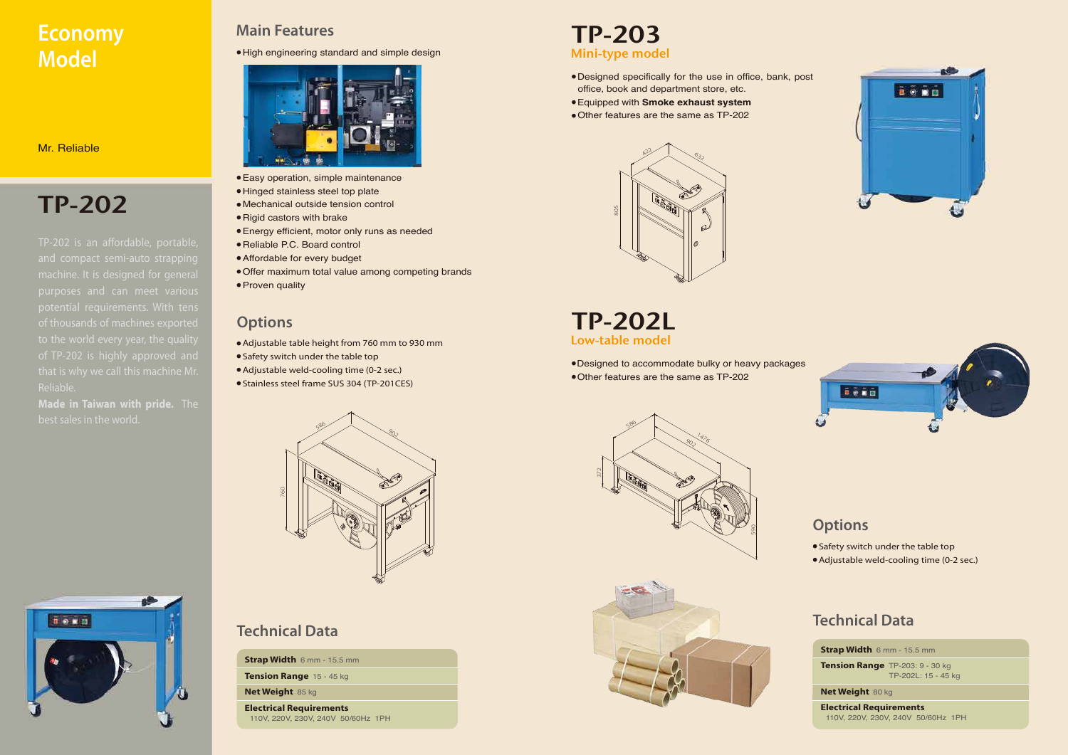# Economy Model

Mr. Reliable

# TP-202

TP-202 is an affordable, portable, and compact semi-auto strapping machine. It is designed for general purposes and can meet various potential requirements. With tens of thousands of machines exported to the world every year, the quality of TP-202 is highly approved and that is why we call this machine Mr. Reliable.

**Made in Taiwan with pride.** The best sales in the world.

## Main Features

- High engineering standard and simple design
- Easy operation, simple maintenance
- Hinged stainless steel top plate
- Mechanical outside tension control
- Rigid castors with brake
- Energy efficient, motor only runs as needed
- Reliable P.C. Board control
- Affordable for every budget
- Offer maximum total value among competing brands
- Proven quality

## Options

- Adjustable table height from 760 mm to 930 mm
- Safety switch under the table top
- Adjustable weld-cooling time (0-2 sec.)
- Stainless steel frame SUS 304 (TP-201CES)

586
902
760

## Technical Data

| | |
|---|---|
| **Strap Width** | 6 mm - 15.5 mm |
| **Tension Range** | 15 - 45 kg |
| **Net Weight** | 85 kg |
| **Electrical Requirements** | 110V, 220V, 230V, 240V 50/60Hz 1PH |

# TP-203

## Mini-type model

- Designed specifically for the use in office, bank, post office, book and department store, etc.
- Equipped with **Smoke exhaust system**
- Other features are the same as TP-202

422
632
805

# TP-202L

## Low-table model

- Designed to accommodate bulky or heavy packages
- Other features are the same as TP-202

586
902
1476
372
590

## Options

- Safety switch under the table top
- Adjustable weld-cooling time (0-2 sec.)

## Technical Data

| | |
|---|---|
| **Strap Width** | 6 mm - 15.5 mm |
| **Tension Range** | TP-203: 9 - 30 kg<br>TP-202L: 15 - 45 kg |
| **Net Weight** | 80 kg |
| **Electrical Requirements** | 110V, 220V, 230V, 240V 50/60Hz 1PH |